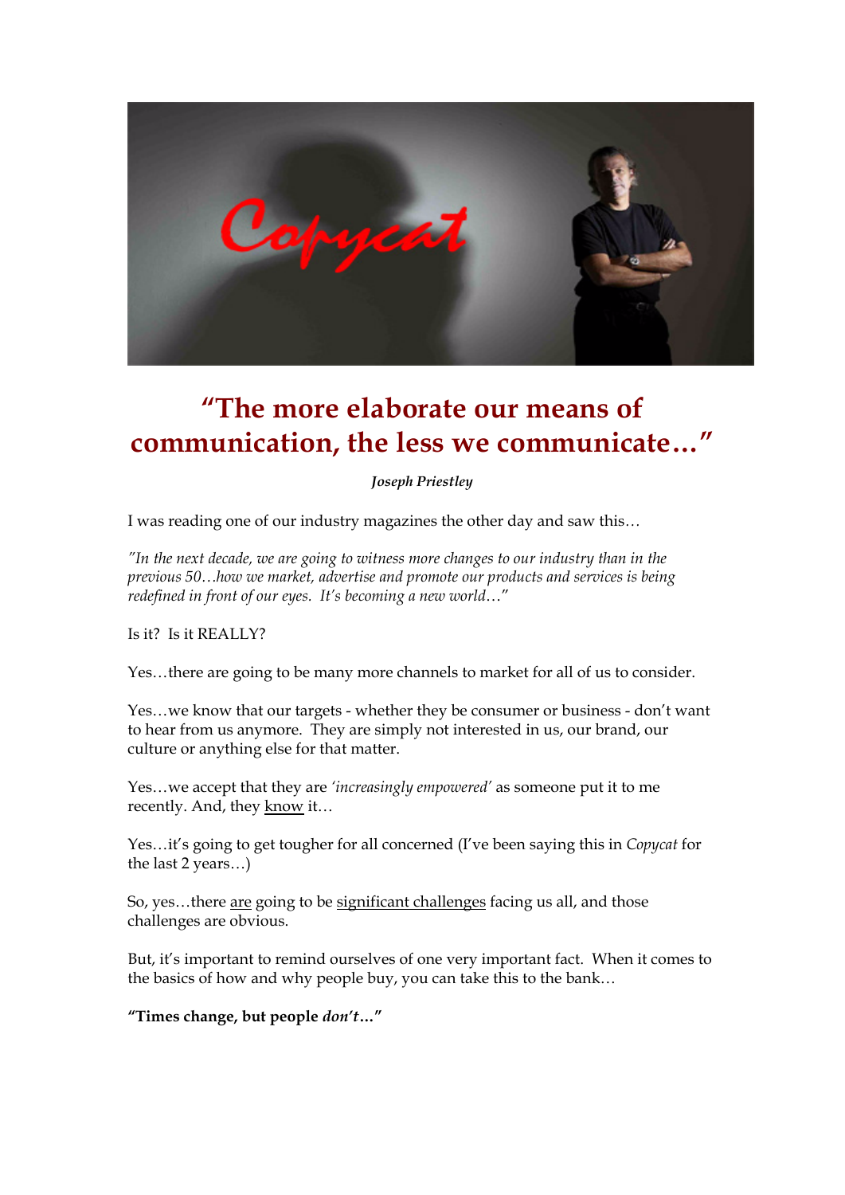# "The more elaborate our means of communication, the less we communicate…"

***Joseph Priestley***

I was reading one of our industry magazines the other day and saw this…

*"In the next decade, we are going to witness more changes to our industry than in the previous 50…how we market, advertise and promote our products and services is being redefined in front of our eyes. It's becoming a new world…"*

Is it? Is it REALLY?

Yes…there are going to be many more channels to market for all of us to consider.

Yes…we know that our targets - whether they be consumer or business - don't want to hear from us anymore. They are simply not interested in us, our brand, our culture or anything else for that matter.

Yes…we accept that they are *'increasingly empowered'* as someone put it to me recently. And, they <u>know</u> it…

Yes…it's going to get tougher for all concerned (I've been saying this in *Copycat* for the last 2 years…)

So, yes…there <u>are</u> going to be <u>significant challenges</u> facing us all, and those challenges are obvious.

But, it's important to remind ourselves of one very important fact. When it comes to the basics of how and why people buy, you can take this to the bank…

**"Times change, but people *don't*…"**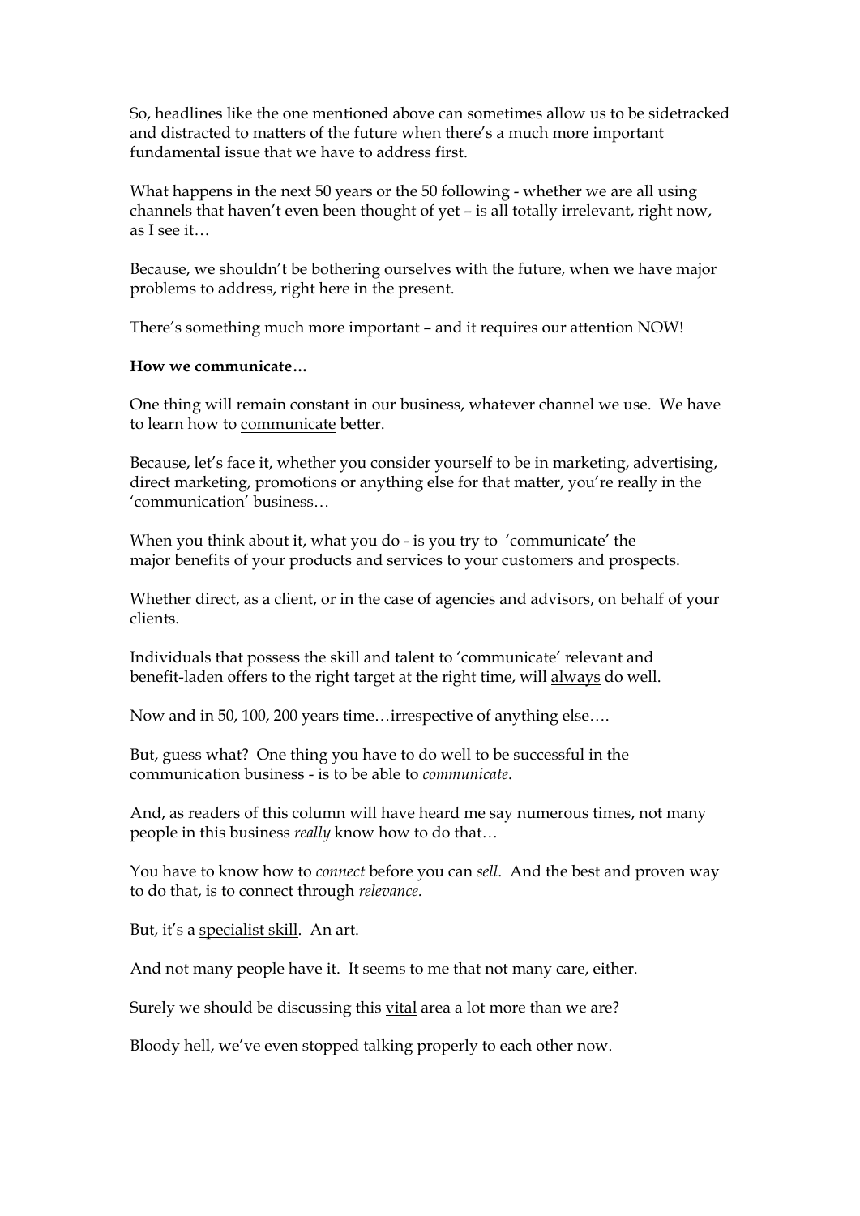So, headlines like the one mentioned above can sometimes allow us to be sidetracked and distracted to matters of the future when there's a much more important fundamental issue that we have to address first.

What happens in the next 50 years or the 50 following - whether we are all using channels that haven't even been thought of yet – is all totally irrelevant, right now, as I see it…

Because, we shouldn't be bothering ourselves with the future, when we have major problems to address, right here in the present.

There's something much more important – and it requires our attention NOW!

**How we communicate…**

One thing will remain constant in our business, whatever channel we use. We have to learn how to <u>communicate</u> better.

Because, let's face it, whether you consider yourself to be in marketing, advertising, direct marketing, promotions or anything else for that matter, you're really in the 'communication' business…

When you think about it, what you do - is you try to 'communicate' the major benefits of your products and services to your customers and prospects.

Whether direct, as a client, or in the case of agencies and advisors, on behalf of your clients.

Individuals that possess the skill and talent to 'communicate' relevant and benefit-laden offers to the right target at the right time, will <u>always</u> do well.

Now and in 50, 100, 200 years time…irrespective of anything else….

But, guess what? One thing you have to do well to be successful in the communication business - is to be able to *communicate*.

And, as readers of this column will have heard me say numerous times, not many people in this business *really* know how to do that…

You have to know how to *connect* before you can *sell*. And the best and proven way to do that, is to connect through *relevance.*

But, it's a <u>specialist skill</u>. An art.

And not many people have it. It seems to me that not many care, either.

Surely we should be discussing this <u>vital</u> area a lot more than we are?

Bloody hell, we've even stopped talking properly to each other now.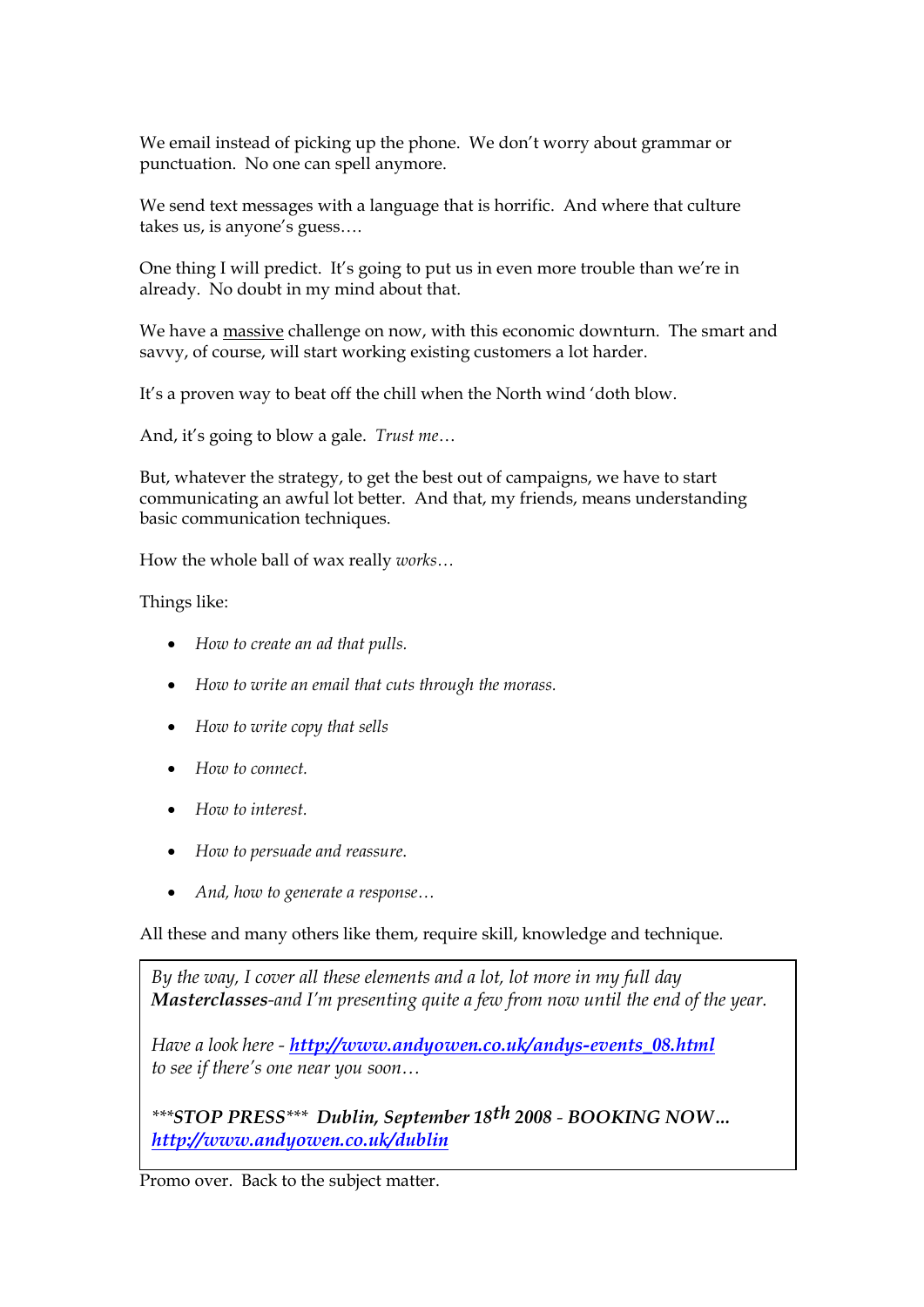We email instead of picking up the phone. We don't worry about grammar or punctuation. No one can spell anymore.

We send text messages with a language that is horrific. And where that culture takes us, is anyone's guess….

One thing I will predict. It's going to put us in even more trouble than we're in already. No doubt in my mind about that.

We have a <u>massive</u> challenge on now, with this economic downturn. The smart and savvy, of course, will start working existing customers a lot harder.

It's a proven way to beat off the chill when the North wind 'doth blow.

And, it's going to blow a gale. *Trust me…*

But, whatever the strategy, to get the best out of campaigns, we have to start communicating an awful lot better. And that, my friends, means understanding basic communication techniques.

How the whole ball of wax really *works…*

Things like:

- *How to create an ad that pulls.*
- *How to write an email that cuts through the morass.*
- *How to write copy that sells*
- *How to connect.*
- *How to interest.*
- *How to persuade and reassure.*
- *And, how to generate a response…*

All these and many others like them, require skill, knowledge and technique.

> *By the way, I cover all these elements and a lot, lot more in my full day* ***Masterclasses****-and I'm presenting quite a few from now until the end of the year.*
>
> *Have a look here -* ***[http://www.andyowen.co.uk/andys-events_08.html](http://www.andyowen.co.uk/andys-events_08.html)*** *to see if there's one near you soon…*
>
> *\*\*\****STOP PRESS****\*\*\** ***Dublin, September 18th 2008 - BOOKING NOW…*** ***[http://www.andyowen.co.uk/dublin](http://www.andyowen.co.uk/dublin)***

Promo over. Back to the subject matter.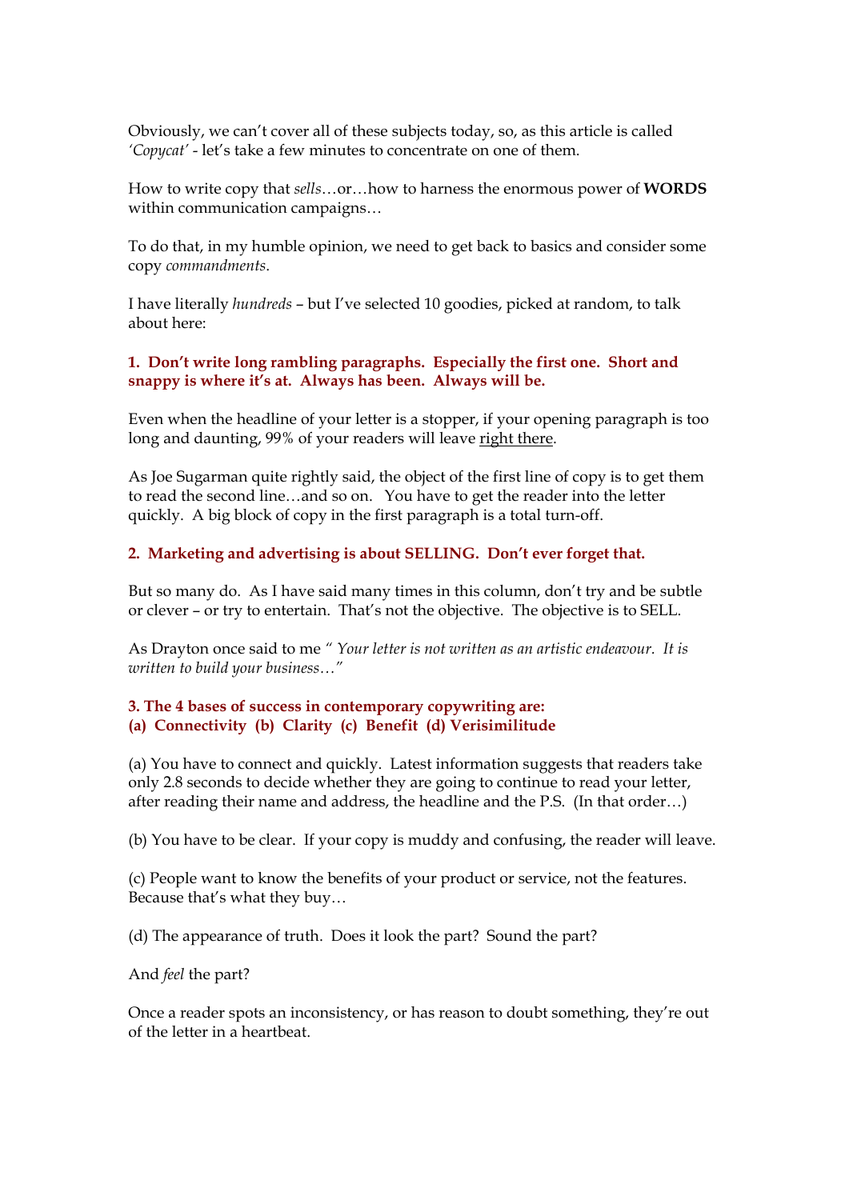Obviously, we can't cover all of these subjects today, so, as this article is called *'Copycat'* - let's take a few minutes to concentrate on one of them.

How to write copy that *sells*…or…how to harness the enormous power of **WORDS** within communication campaigns…

To do that, in my humble opinion, we need to get back to basics and consider some copy *commandments*.

I have literally *hundreds* – but I've selected 10 goodies, picked at random, to talk about here:

**1. Don't write long rambling paragraphs. Especially the first one. Short and snappy is where it's at. Always has been. Always will be.**

Even when the headline of your letter is a stopper, if your opening paragraph is too long and daunting, 99% of your readers will leave right there.

As Joe Sugarman quite rightly said, the object of the first line of copy is to get them to read the second line…and so on. You have to get the reader into the letter quickly. A big block of copy in the first paragraph is a total turn-off.

**2. Marketing and advertising is about SELLING. Don't ever forget that.**

But so many do. As I have said many times in this column, don't try and be subtle or clever – or try to entertain. That's not the objective. The objective is to SELL.

As Drayton once said to me *" Your letter is not written as an artistic endeavour. It is written to build your business…"*

**3. The 4 bases of success in contemporary copywriting are:**
**(a) Connectivity (b) Clarity (c) Benefit (d) Verisimilitude**

(a) You have to connect and quickly. Latest information suggests that readers take only 2.8 seconds to decide whether they are going to continue to read your letter, after reading their name and address, the headline and the P.S. (In that order…)

(b) You have to be clear. If your copy is muddy and confusing, the reader will leave.

(c) People want to know the benefits of your product or service, not the features. Because that's what they buy…

(d) The appearance of truth. Does it look the part? Sound the part?

And *feel* the part?

Once a reader spots an inconsistency, or has reason to doubt something, they're out of the letter in a heartbeat.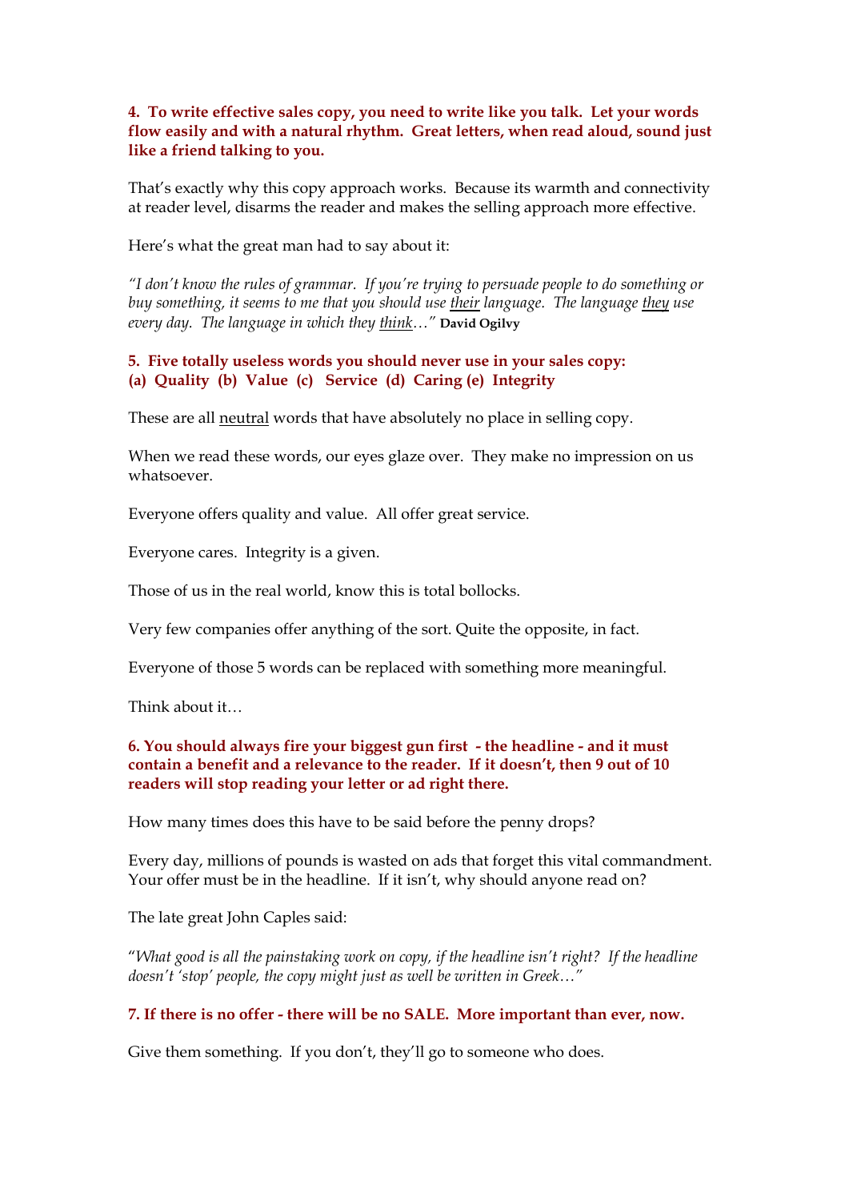**4. To write effective sales copy, you need to write like you talk. Let your words flow easily and with a natural rhythm. Great letters, when read aloud, sound just like a friend talking to you.**

That's exactly why this copy approach works. Because its warmth and connectivity at reader level, disarms the reader and makes the selling approach more effective.

Here's what the great man had to say about it:

*"I don't know the rules of grammar. If you're trying to persuade people to do something or buy something, it seems to me that you should use their language. The language they use every day. The language in which they think…"* **David Ogilvy**

**5. Five totally useless words you should never use in your sales copy:**
**(a) Quality (b) Value (c) Service (d) Caring (e) Integrity**

These are all neutral words that have absolutely no place in selling copy.

When we read these words, our eyes glaze over. They make no impression on us whatsoever.

Everyone offers quality and value. All offer great service.

Everyone cares. Integrity is a given.

Those of us in the real world, know this is total bollocks.

Very few companies offer anything of the sort. Quite the opposite, in fact.

Everyone of those 5 words can be replaced with something more meaningful.

Think about it…

**6. You should always fire your biggest gun first - the headline - and it must contain a benefit and a relevance to the reader. If it doesn't, then 9 out of 10 readers will stop reading your letter or ad right there.**

How many times does this have to be said before the penny drops?

Every day, millions of pounds is wasted on ads that forget this vital commandment. Your offer must be in the headline. If it isn't, why should anyone read on?

The late great John Caples said:

"*What good is all the painstaking work on copy, if the headline isn't right? If the headline doesn't 'stop' people, the copy might just as well be written in Greek…*"

**7. If there is no offer - there will be no SALE. More important than ever, now.**

Give them something. If you don't, they'll go to someone who does.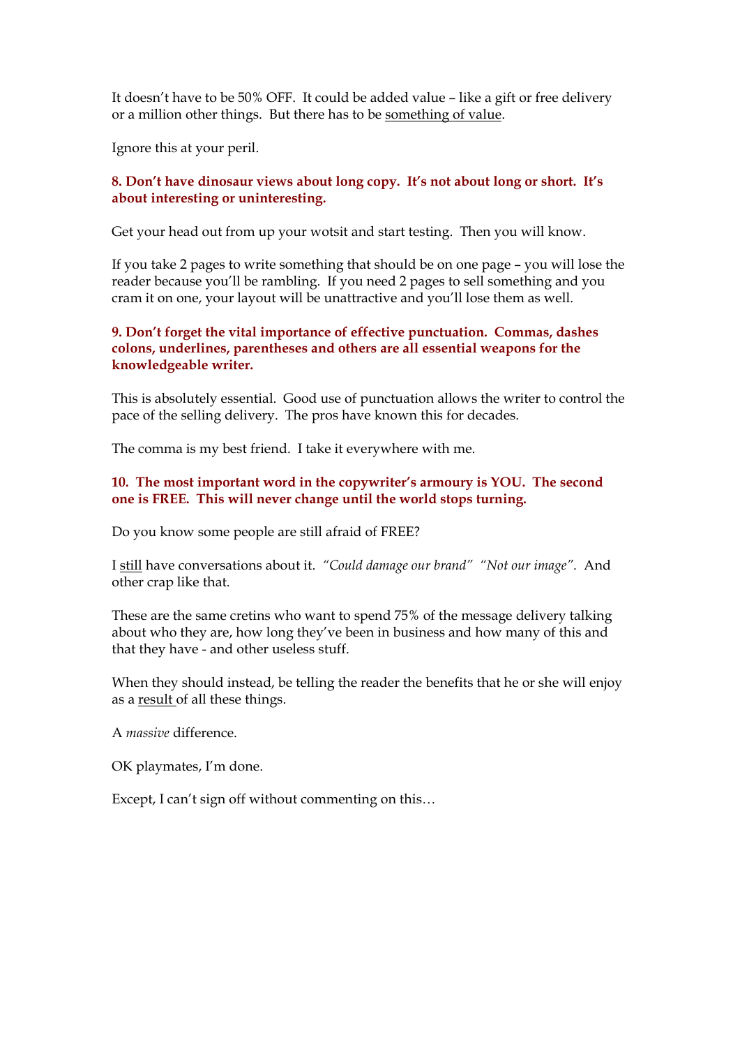It doesn't have to be 50% OFF. It could be added value – like a gift or free delivery or a million other things. But there has to be <u>something of value</u>.

Ignore this at your peril.

**8. Don't have dinosaur views about long copy. It's not about long or short. It's about interesting or uninteresting.**

Get your head out from up your wotsit and start testing. Then you will know.

If you take 2 pages to write something that should be on one page – you will lose the reader because you'll be rambling. If you need 2 pages to sell something and you cram it on one, your layout will be unattractive and you'll lose them as well.

**9. Don't forget the vital importance of effective punctuation. Commas, dashes colons, underlines, parentheses and others are all essential weapons for the knowledgeable writer.**

This is absolutely essential. Good use of punctuation allows the writer to control the pace of the selling delivery. The pros have known this for decades.

The comma is my best friend. I take it everywhere with me.

**10. The most important word in the copywriter's armoury is YOU. The second one is FREE. This will never change until the world stops turning.**

Do you know some people are still afraid of FREE?

I <u>still</u> have conversations about it. *"Could damage our brand" "Not our image"*. And other crap like that.

These are the same cretins who want to spend 75% of the message delivery talking about who they are, how long they've been in business and how many of this and that they have - and other useless stuff.

When they should instead, be telling the reader the benefits that he or she will enjoy as a <u>result</u> of all these things.

A *massive* difference.

OK playmates, I'm done.

Except, I can't sign off without commenting on this…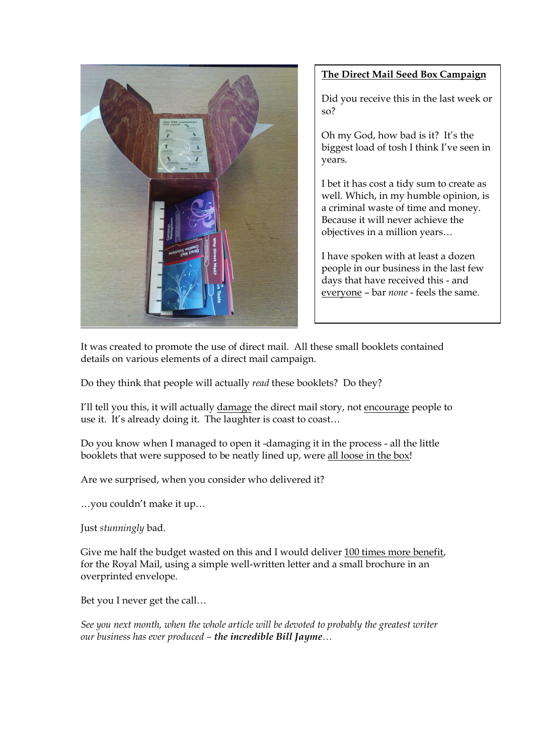**The Direct Mail Seed Box Campaign**

Did you receive this in the last week or so?

Oh my God, how bad is it? It's the biggest load of tosh I think I've seen in years.

I bet it has cost a tidy sum to create as well. Which, in my humble opinion, is a criminal waste of time and money. Because it will never achieve the objectives in a million years…

I have spoken with at least a dozen people in our business in the last few days that have received this - and everyone – bar *none* - feels the same.

It was created to promote the use of direct mail. All these small booklets contained details on various elements of a direct mail campaign.

Do they think that people will actually *read* these booklets? Do they?

I'll tell you this, it will actually damage the direct mail story, not encourage people to use it. It's already doing it. The laughter is coast to coast…

Do you know when I managed to open it -damaging it in the process - all the little booklets that were supposed to be neatly lined up, were all loose in the box!

Are we surprised, when you consider who delivered it?

…you couldn't make it up…

Just *stunningly* bad.

Give me half the budget wasted on this and I would deliver 100 times more benefit, for the Royal Mail, using a simple well-written letter and a small brochure in an overprinted envelope.

Bet you I never get the call…

*See you next month, when the whole article will be devoted to probably the greatest writer our business has ever produced –* ***the incredible Bill Jayme****…*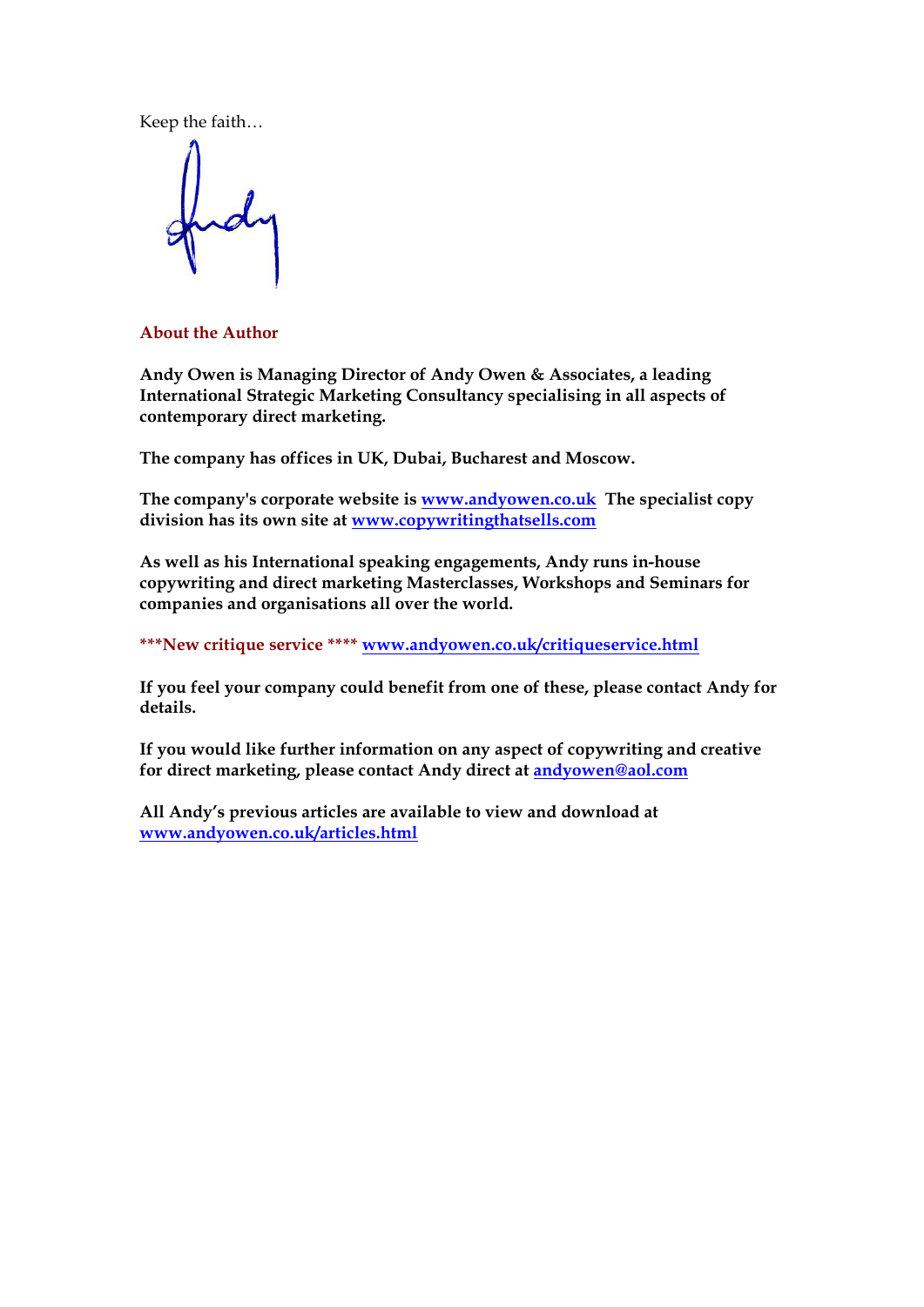Keep the faith…

Andy

## About the Author

**Andy Owen is Managing Director of Andy Owen & Associates, a leading International Strategic Marketing Consultancy specialising in all aspects of contemporary direct marketing.**

**The company has offices in UK, Dubai, Bucharest and Moscow.**

**The company's corporate website is www.andyowen.co.uk The specialist copy division has its own site at www.copywritingthatsells.com**

**As well as his International speaking engagements, Andy runs in-house copywriting and direct marketing Masterclasses, Workshops and Seminars for companies and organisations all over the world.**

**\*\*\*New critique service \*\*\*\* www.andyowen.co.uk/critiqueservice.html**

**If you feel your company could benefit from one of these, please contact Andy for details.**

**If you would like further information on any aspect of copywriting and creative for direct marketing, please contact Andy direct at andyowen@aol.com**

**All Andy's previous articles are available to view and download at www.andyowen.co.uk/articles.html**